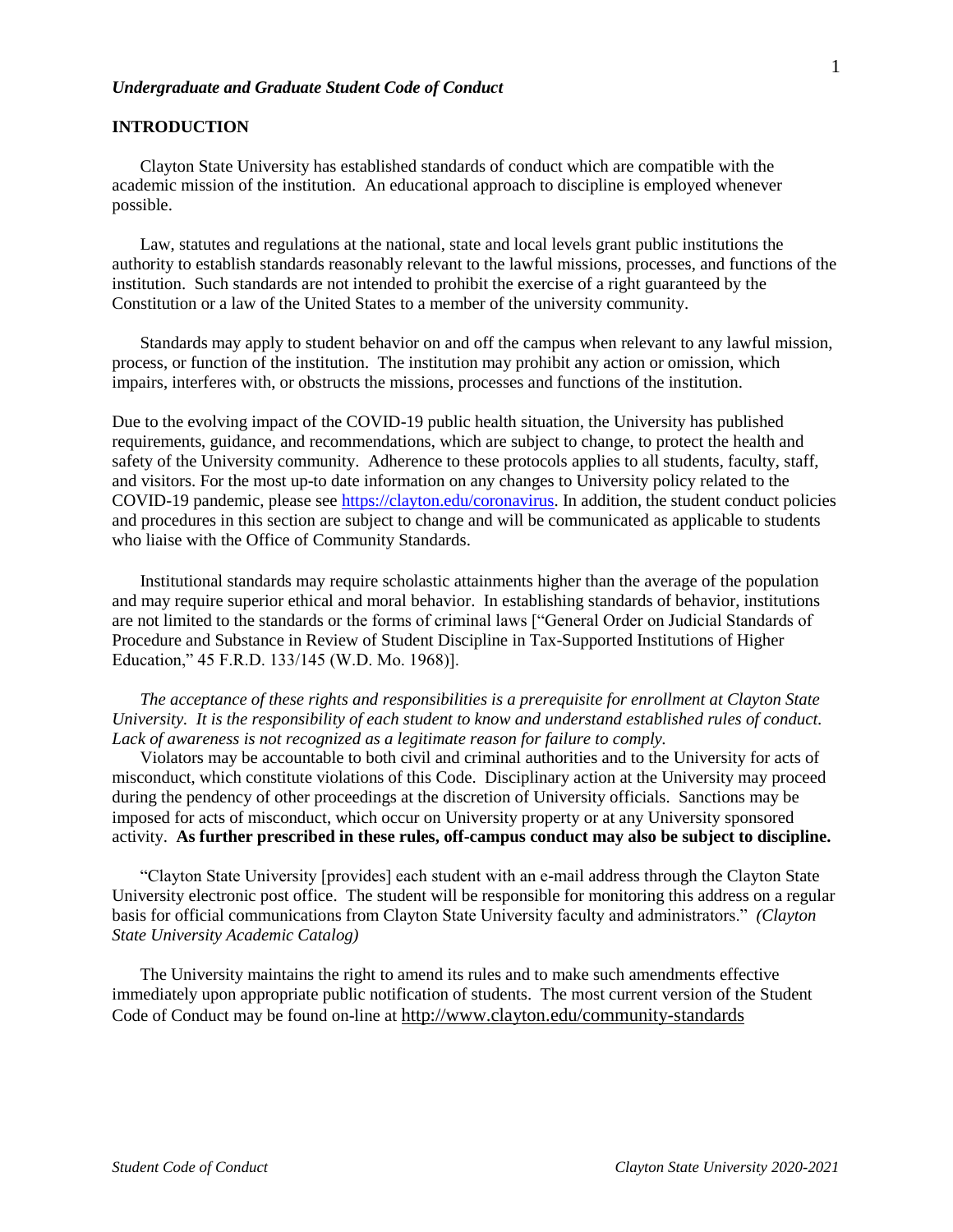*Undergraduate and Graduate Student Code of Conduct*

## INTRODUCTION

Clayton State University has established standards of conduct which are compatible with the academic mission of the institution. An educational approach to discipline is employed whenever possible.

Law, statutes and regulations at the national, state and local levels grant public institutions the authority to establish standards reasonably relevant to the lawful missions, processes, and functions of the institution. Such standards are not intended to prohibit the exercise of a right guaranteed by the Constitution or a law of the United States to a member of the university community.

Standards may apply to student behavior on and off the campus when relevant to any lawful mission, process, or function of the institution. The institution may prohibit any action or omission, which impairs, interferes with, or obstructs the missions, processes and functions of the institution.

Due to the evolving impact of the COVID-19 public health situation, the University has published requirements, guidance, and recommendations, which are subject to change, to protect the health and safety of the University community. Adherence to these protocols applies to all students, faculty, staff, and visitors. For the most up-to date information on any changes to University policy related to the COVID-19 pandemic, please see [https://clayton.edu/coronavirus](https://clayton.edu/coronavirus). In addition, the student conduct policies and procedures in this section are subject to change and will be communicated as applicable to students who liaise with the Office of Community Standards.

Institutional standards may require scholastic attainments higher than the average of the population and may require superior ethical and moral behavior. In establishing standards of behavior, institutions are not limited to the standards or the forms of criminal laws ["General Order on Judicial Standards of Procedure and Substance in Review of Student Discipline in Tax-Supported Institutions of Higher Education," 45 F.R.D. 133/145 (W.D. Mo. 1968)].

*The acceptance of these rights and responsibilities is a prerequisite for enrollment at Clayton State University. It is the responsibility of each student to know and understand established rules of conduct. Lack of awareness is not recognized as a legitimate reason for failure to comply.*

Violators may be accountable to both civil and criminal authorities and to the University for acts of misconduct, which constitute violations of this Code. Disciplinary action at the University may proceed during the pendency of other proceedings at the discretion of University officials. Sanctions may be imposed for acts of misconduct, which occur on University property or at any University sponsored activity. **As further prescribed in these rules, off-campus conduct may also be subject to discipline.**

"Clayton State University [provides] each student with an e-mail address through the Clayton State University electronic post office. The student will be responsible for monitoring this address on a regular basis for official communications from Clayton State University faculty and administrators." *(Clayton State University Academic Catalog)*

The University maintains the right to amend its rules and to make such amendments effective immediately upon appropriate public notification of students. The most current version of the Student Code of Conduct may be found on-line at http://www.clayton.edu/community-standards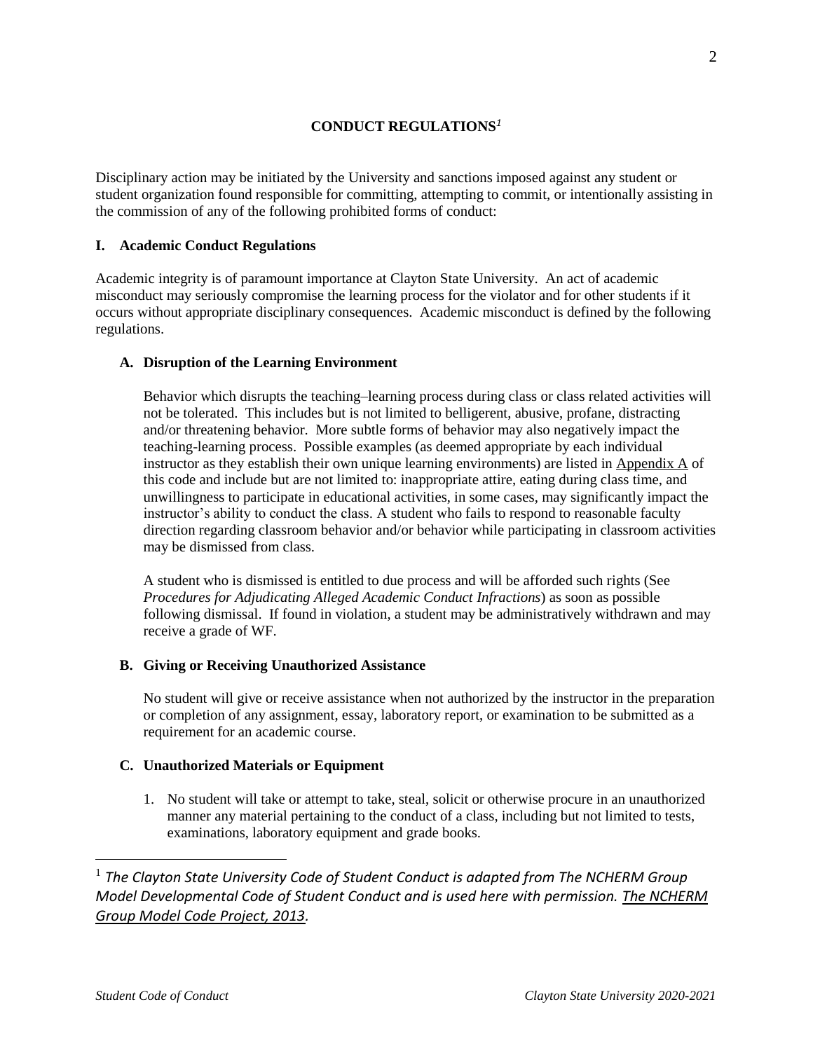## CONDUCT REGULATIONS[1]

Disciplinary action may be initiated by the University and sanctions imposed against any student or student organization found responsible for committing, attempting to commit, or intentionally assisting in the commission of any of the following prohibited forms of conduct:

### I. Academic Conduct Regulations

Academic integrity is of paramount importance at Clayton State University. An act of academic misconduct may seriously compromise the learning process for the violator and for other students if it occurs without appropriate disciplinary consequences. Academic misconduct is defined by the following regulations.

#### A. Disruption of the Learning Environment

Behavior which disrupts the teaching–learning process during class or class related activities will not be tolerated. This includes but is not limited to belligerent, abusive, profane, distracting and/or threatening behavior. More subtle forms of behavior may also negatively impact the teaching-learning process. Possible examples (as deemed appropriate by each individual instructor as they establish their own unique learning environments) are listed in Appendix A of this code and include but are not limited to: inappropriate attire, eating during class time, and unwillingness to participate in educational activities, in some cases, may significantly impact the instructor's ability to conduct the class. A student who fails to respond to reasonable faculty direction regarding classroom behavior and/or behavior while participating in classroom activities may be dismissed from class.

A student who is dismissed is entitled to due process and will be afforded such rights (See *Procedures for Adjudicating Alleged Academic Conduct Infractions*) as soon as possible following dismissal. If found in violation, a student may be administratively withdrawn and may receive a grade of WF.

#### B. Giving or Receiving Unauthorized Assistance

No student will give or receive assistance when not authorized by the instructor in the preparation or completion of any assignment, essay, laboratory report, or examination to be submitted as a requirement for an academic course.

#### C. Unauthorized Materials or Equipment

1. No student will take or attempt to take, steal, solicit or otherwise procure in an unauthorized manner any material pertaining to the conduct of a class, including but not limited to tests, examinations, laboratory equipment and grade books.

---

[1] *The Clayton State University Code of Student Conduct is adapted from The NCHERM Group Model Developmental Code of Student Conduct and is used here with permission. The NCHERM Group Model Code Project, 2013.*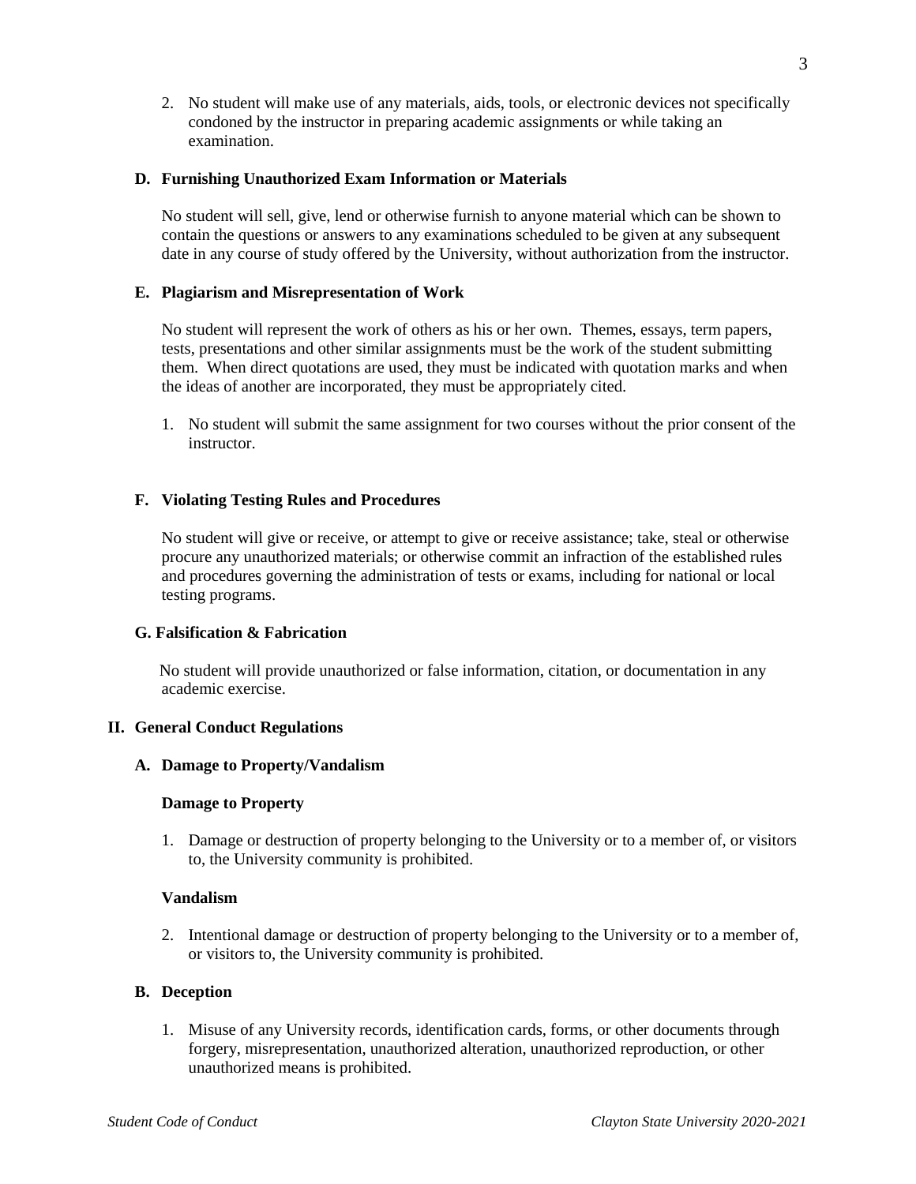2. No student will make use of any materials, aids, tools, or electronic devices not specifically condoned by the instructor in preparing academic assignments or while taking an examination.

### D. Furnishing Unauthorized Exam Information or Materials

No student will sell, give, lend or otherwise furnish to anyone material which can be shown to contain the questions or answers to any examinations scheduled to be given at any subsequent date in any course of study offered by the University, without authorization from the instructor.

### E. Plagiarism and Misrepresentation of Work

No student will represent the work of others as his or her own. Themes, essays, term papers, tests, presentations and other similar assignments must be the work of the student submitting them. When direct quotations are used, they must be indicated with quotation marks and when the ideas of another are incorporated, they must be appropriately cited.

1. No student will submit the same assignment for two courses without the prior consent of the instructor.

### F. Violating Testing Rules and Procedures

No student will give or receive, or attempt to give or receive assistance; take, steal or otherwise procure any unauthorized materials; or otherwise commit an infraction of the established rules and procedures governing the administration of tests or exams, including for national or local testing programs.

### G. Falsification & Fabrication

No student will provide unauthorized or false information, citation, or documentation in any academic exercise.

## II. General Conduct Regulations

### A. Damage to Property/Vandalism

**Damage to Property**

1. Damage or destruction of property belonging to the University or to a member of, or visitors to, the University community is prohibited.

**Vandalism**

2. Intentional damage or destruction of property belonging to the University or to a member of, or visitors to, the University community is prohibited.

### B. Deception

1. Misuse of any University records, identification cards, forms, or other documents through forgery, misrepresentation, unauthorized alteration, unauthorized reproduction, or other unauthorized means is prohibited.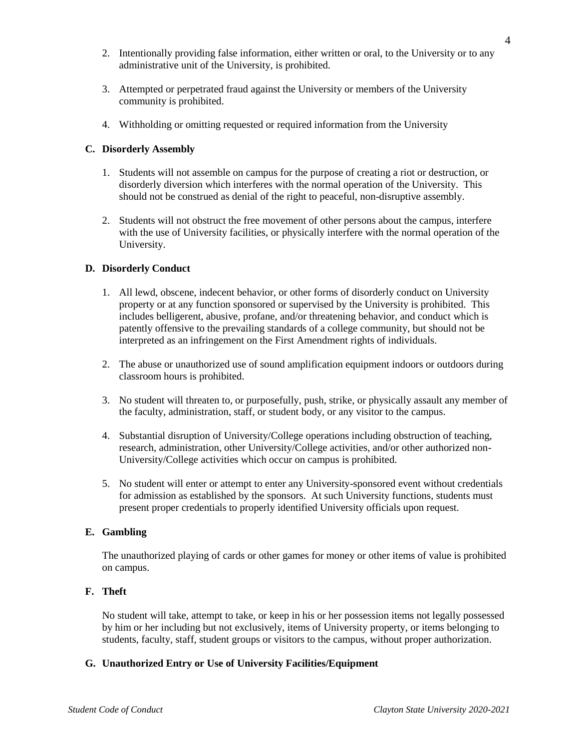2. Intentionally providing false information, either written or oral, to the University or to any administrative unit of the University, is prohibited.

3. Attempted or perpetrated fraud against the University or members of the University community is prohibited.

4. Withholding or omitting requested or required information from the University

**C. Disorderly Assembly**

1. Students will not assemble on campus for the purpose of creating a riot or destruction, or disorderly diversion which interferes with the normal operation of the University. This should not be construed as denial of the right to peaceful, non-disruptive assembly.

2. Students will not obstruct the free movement of other persons about the campus, interfere with the use of University facilities, or physically interfere with the normal operation of the University.

**D. Disorderly Conduct**

1. All lewd, obscene, indecent behavior, or other forms of disorderly conduct on University property or at any function sponsored or supervised by the University is prohibited. This includes belligerent, abusive, profane, and/or threatening behavior, and conduct which is patently offensive to the prevailing standards of a college community, but should not be interpreted as an infringement on the First Amendment rights of individuals.

2. The abuse or unauthorized use of sound amplification equipment indoors or outdoors during classroom hours is prohibited.

3. No student will threaten to, or purposefully, push, strike, or physically assault any member of the faculty, administration, staff, or student body, or any visitor to the campus.

4. Substantial disruption of University/College operations including obstruction of teaching, research, administration, other University/College activities, and/or other authorized non-University/College activities which occur on campus is prohibited.

5. No student will enter or attempt to enter any University-sponsored event without credentials for admission as established by the sponsors. At such University functions, students must present proper credentials to properly identified University officials upon request.

**E. Gambling**

The unauthorized playing of cards or other games for money or other items of value is prohibited on campus.

**F. Theft**

No student will take, attempt to take, or keep in his or her possession items not legally possessed by him or her including but not exclusively, items of University property, or items belonging to students, faculty, staff, student groups or visitors to the campus, without proper authorization.

**G. Unauthorized Entry or Use of University Facilities/Equipment**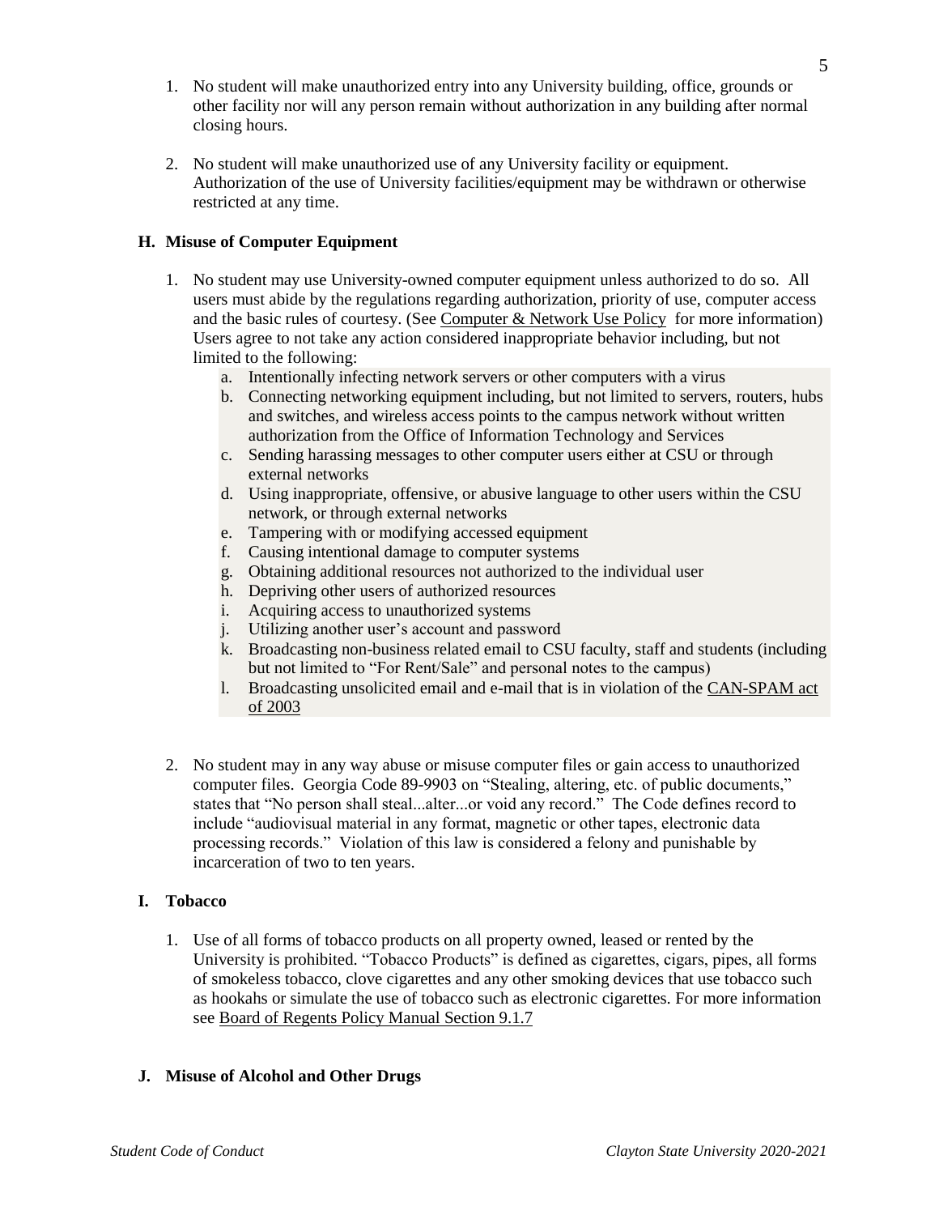1. No student will make unauthorized entry into any University building, office, grounds or other facility nor will any person remain without authorization in any building after normal closing hours.

2. No student will make unauthorized use of any University facility or equipment. Authorization of the use of University facilities/equipment may be withdrawn or otherwise restricted at any time.

### H. Misuse of Computer Equipment

1. No student may use University-owned computer equipment unless authorized to do so. All users must abide by the regulations regarding authorization, priority of use, computer access and the basic rules of courtesy. (See Computer & Network Use Policy for more information) Users agree to not take any action considered inappropriate behavior including, but not limited to the following:
   a. Intentionally infecting network servers or other computers with a virus
   b. Connecting networking equipment including, but not limited to servers, routers, hubs and switches, and wireless access points to the campus network without written authorization from the Office of Information Technology and Services
   c. Sending harassing messages to other computer users either at CSU or through external networks
   d. Using inappropriate, offensive, or abusive language to other users within the CSU network, or through external networks
   e. Tampering with or modifying accessed equipment
   f. Causing intentional damage to computer systems
   g. Obtaining additional resources not authorized to the individual user
   h. Depriving other users of authorized resources
   i. Acquiring access to unauthorized systems
   j. Utilizing another user's account and password
   k. Broadcasting non-business related email to CSU faculty, staff and students (including but not limited to "For Rent/Sale" and personal notes to the campus)
   l. Broadcasting unsolicited email and e-mail that is in violation of the CAN-SPAM act of 2003

2. No student may in any way abuse or misuse computer files or gain access to unauthorized computer files. Georgia Code 89-9903 on "Stealing, altering, etc. of public documents," states that "No person shall steal...alter...or void any record." The Code defines record to include "audiovisual material in any format, magnetic or other tapes, electronic data processing records." Violation of this law is considered a felony and punishable by incarceration of two to ten years.

### I. Tobacco

1. Use of all forms of tobacco products on all property owned, leased or rented by the University is prohibited. "Tobacco Products" is defined as cigarettes, cigars, pipes, all forms of smokeless tobacco, clove cigarettes and any other smoking devices that use tobacco such as hookahs or simulate the use of tobacco such as electronic cigarettes. For more information see Board of Regents Policy Manual Section 9.1.7

### J. Misuse of Alcohol and Other Drugs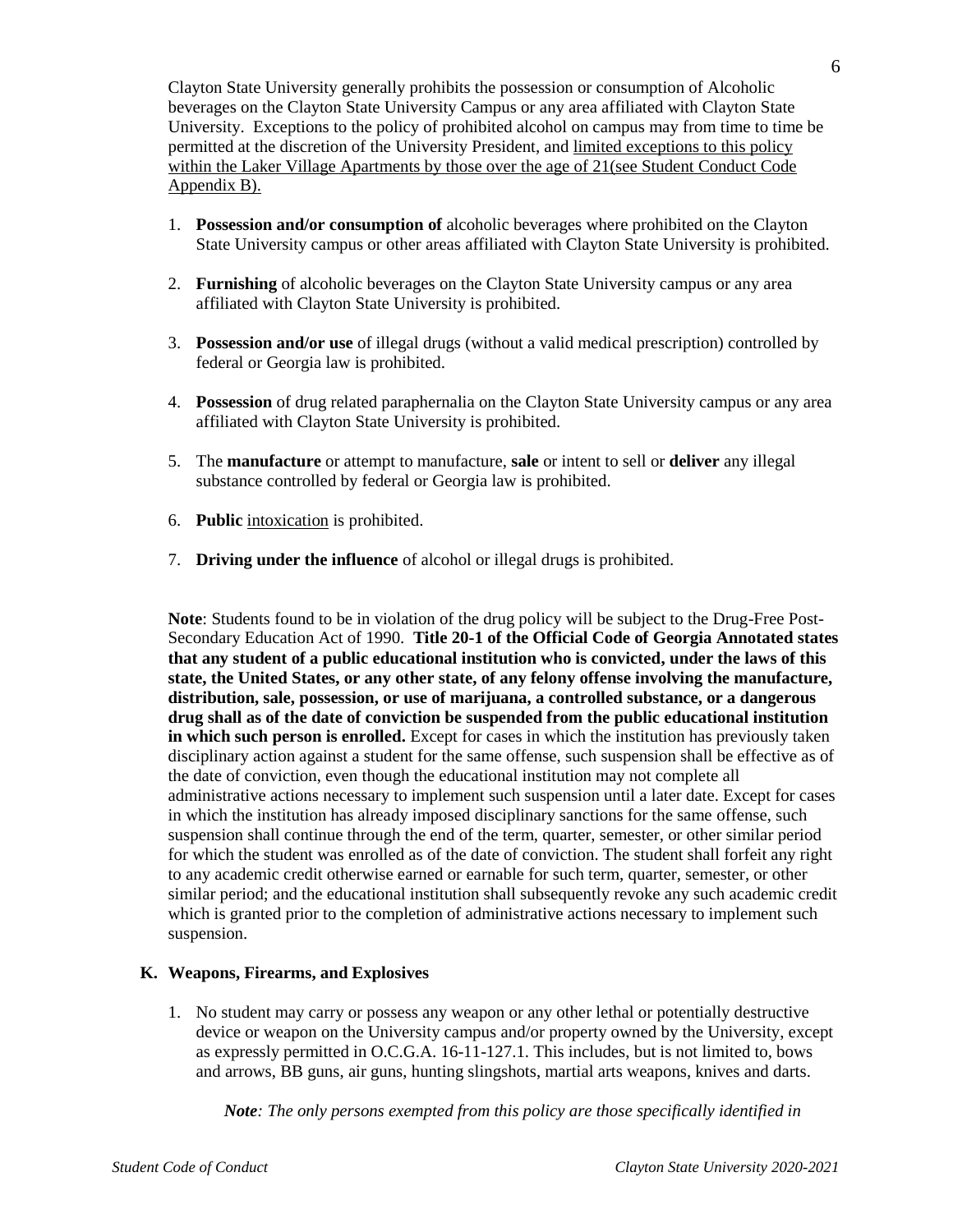Clayton State University generally prohibits the possession or consumption of Alcoholic beverages on the Clayton State University Campus or any area affiliated with Clayton State University. Exceptions to the policy of prohibited alcohol on campus may from time to time be permitted at the discretion of the University President, and limited exceptions to this policy within the Laker Village Apartments by those over the age of 21(see Student Conduct Code Appendix B).

1. **Possession and/or consumption of** alcoholic beverages where prohibited on the Clayton State University campus or other areas affiliated with Clayton State University is prohibited.

2. **Furnishing** of alcoholic beverages on the Clayton State University campus or any area affiliated with Clayton State University is prohibited.

3. **Possession and/or use** of illegal drugs (without a valid medical prescription) controlled by federal or Georgia law is prohibited.

4. **Possession** of drug related paraphernalia on the Clayton State University campus or any area affiliated with Clayton State University is prohibited.

5. The **manufacture** or attempt to manufacture, **sale** or intent to sell or **deliver** any illegal substance controlled by federal or Georgia law is prohibited.

6. **Public** intoxication is prohibited.

7. **Driving under the influence** of alcohol or illegal drugs is prohibited.

**Note**: Students found to be in violation of the drug policy will be subject to the Drug-Free Post-Secondary Education Act of 1990. **Title 20-1 of the Official Code of Georgia Annotated states that any student of a public educational institution who is convicted, under the laws of this state, the United States, or any other state, of any felony offense involving the manufacture, distribution, sale, possession, or use of marijuana, a controlled substance, or a dangerous drug shall as of the date of conviction be suspended from the public educational institution in which such person is enrolled.** Except for cases in which the institution has previously taken disciplinary action against a student for the same offense, such suspension shall be effective as of the date of conviction, even though the educational institution may not complete all administrative actions necessary to implement such suspension until a later date. Except for cases in which the institution has already imposed disciplinary sanctions for the same offense, such suspension shall continue through the end of the term, quarter, semester, or other similar period for which the student was enrolled as of the date of conviction. The student shall forfeit any right to any academic credit otherwise earned or earnable for such term, quarter, semester, or other similar period; and the educational institution shall subsequently revoke any such academic credit which is granted prior to the completion of administrative actions necessary to implement such suspension.

### K. Weapons, Firearms, and Explosives

1. No student may carry or possess any weapon or any other lethal or potentially destructive device or weapon on the University campus and/or property owned by the University, except as expressly permitted in O.C.G.A. 16-11-127.1. This includes, but is not limited to, bows and arrows, BB guns, air guns, hunting slingshots, martial arts weapons, knives and darts.

   ***Note****: The only persons exempted from this policy are those specifically identified in*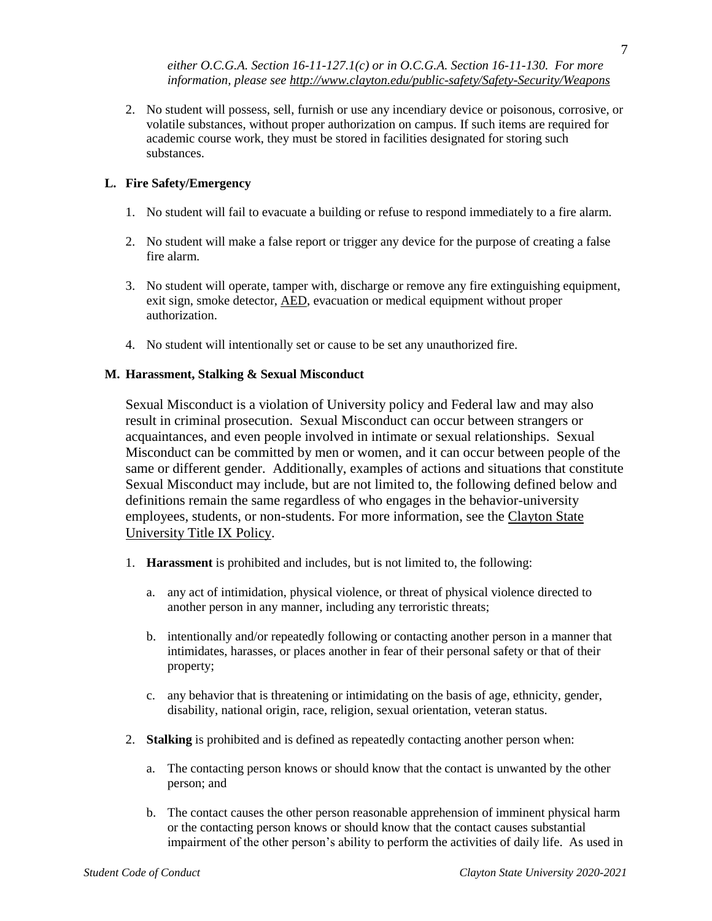*either O.C.G.A. Section 16-11-127.1(c) or in O.C.G.A. Section 16-11-130. For more information, please see [http://www.clayton.edu/public-safety/Safety-Security/Weapons](http://www.clayton.edu/public-safety/Safety-Security/Weapons)*

2. No student will possess, sell, furnish or use any incendiary device or poisonous, corrosive, or volatile substances, without proper authorization on campus. If such items are required for academic course work, they must be stored in facilities designated for storing such substances.

### L. Fire Safety/Emergency

1. No student will fail to evacuate a building or refuse to respond immediately to a fire alarm.

2. No student will make a false report or trigger any device for the purpose of creating a false fire alarm.

3. No student will operate, tamper with, discharge or remove any fire extinguishing equipment, exit sign, smoke detector, AED, evacuation or medical equipment without proper authorization.

4. No student will intentionally set or cause to be set any unauthorized fire.

### M. Harassment, Stalking & Sexual Misconduct

Sexual Misconduct is a violation of University policy and Federal law and may also result in criminal prosecution. Sexual Misconduct can occur between strangers or acquaintances, and even people involved in intimate or sexual relationships. Sexual Misconduct can be committed by men or women, and it can occur between people of the same or different gender. Additionally, examples of actions and situations that constitute Sexual Misconduct may include, but are not limited to, the following defined below and definitions remain the same regardless of who engages in the behavior-university employees, students, or non-students. For more information, see the Clayton State University Title IX Policy.

1. **Harassment** is prohibited and includes, but is not limited to, the following:

   a. any act of intimidation, physical violence, or threat of physical violence directed to another person in any manner, including any terroristic threats;

   b. intentionally and/or repeatedly following or contacting another person in a manner that intimidates, harasses, or places another in fear of their personal safety or that of their property;

   c. any behavior that is threatening or intimidating on the basis of age, ethnicity, gender, disability, national origin, race, religion, sexual orientation, veteran status.

2. **Stalking** is prohibited and is defined as repeatedly contacting another person when:

   a. The contacting person knows or should know that the contact is unwanted by the other person; and

   b. The contact causes the other person reasonable apprehension of imminent physical harm or the contacting person knows or should know that the contact causes substantial impairment of the other person's ability to perform the activities of daily life. As used in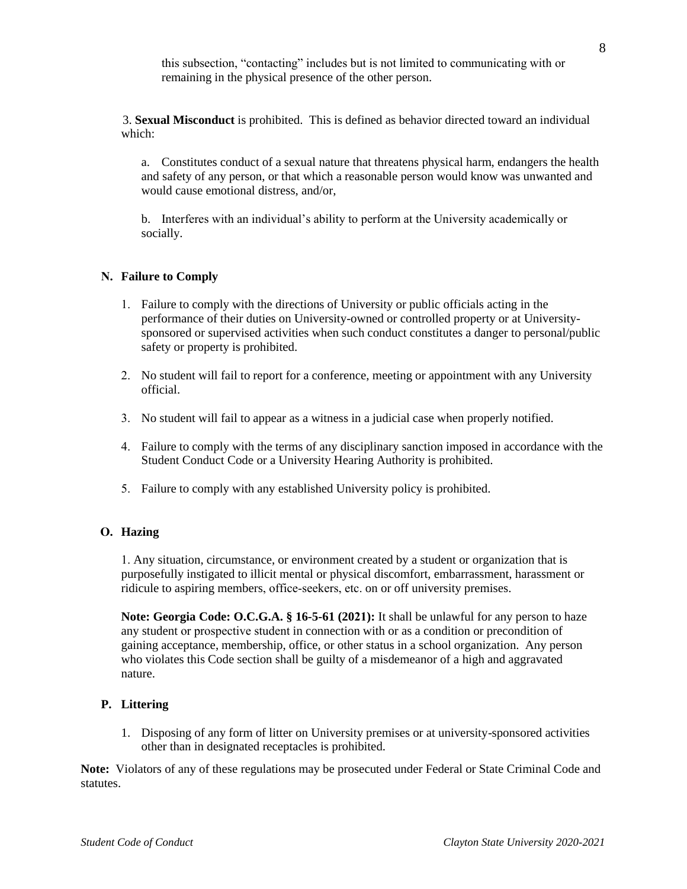this subsection, "contacting" includes but is not limited to communicating with or remaining in the physical presence of the other person.

3. **Sexual Misconduct** is prohibited. This is defined as behavior directed toward an individual which:

a. Constitutes conduct of a sexual nature that threatens physical harm, endangers the health and safety of any person, or that which a reasonable person would know was unwanted and would cause emotional distress, and/or,

b. Interferes with an individual's ability to perform at the University academically or socially.

**N. Failure to Comply**

1. Failure to comply with the directions of University or public officials acting in the performance of their duties on University-owned or controlled property or at University-sponsored or supervised activities when such conduct constitutes a danger to personal/public safety or property is prohibited.
2. No student will fail to report for a conference, meeting or appointment with any University official.
3. No student will fail to appear as a witness in a judicial case when properly notified.
4. Failure to comply with the terms of any disciplinary sanction imposed in accordance with the Student Conduct Code or a University Hearing Authority is prohibited.
5. Failure to comply with any established University policy is prohibited.

**O. Hazing**

1. Any situation, circumstance, or environment created by a student or organization that is purposefully instigated to illicit mental or physical discomfort, embarrassment, harassment or ridicule to aspiring members, office-seekers, etc. on or off university premises.

**Note: Georgia Code: O.C.G.A. § 16-5-61 (2021):** It shall be unlawful for any person to haze any student or prospective student in connection with or as a condition or precondition of gaining acceptance, membership, office, or other status in a school organization. Any person who violates this Code section shall be guilty of a misdemeanor of a high and aggravated nature.

**P. Littering**

1. Disposing of any form of litter on University premises or at university-sponsored activities other than in designated receptacles is prohibited.

**Note:** Violators of any of these regulations may be prosecuted under Federal or State Criminal Code and statutes.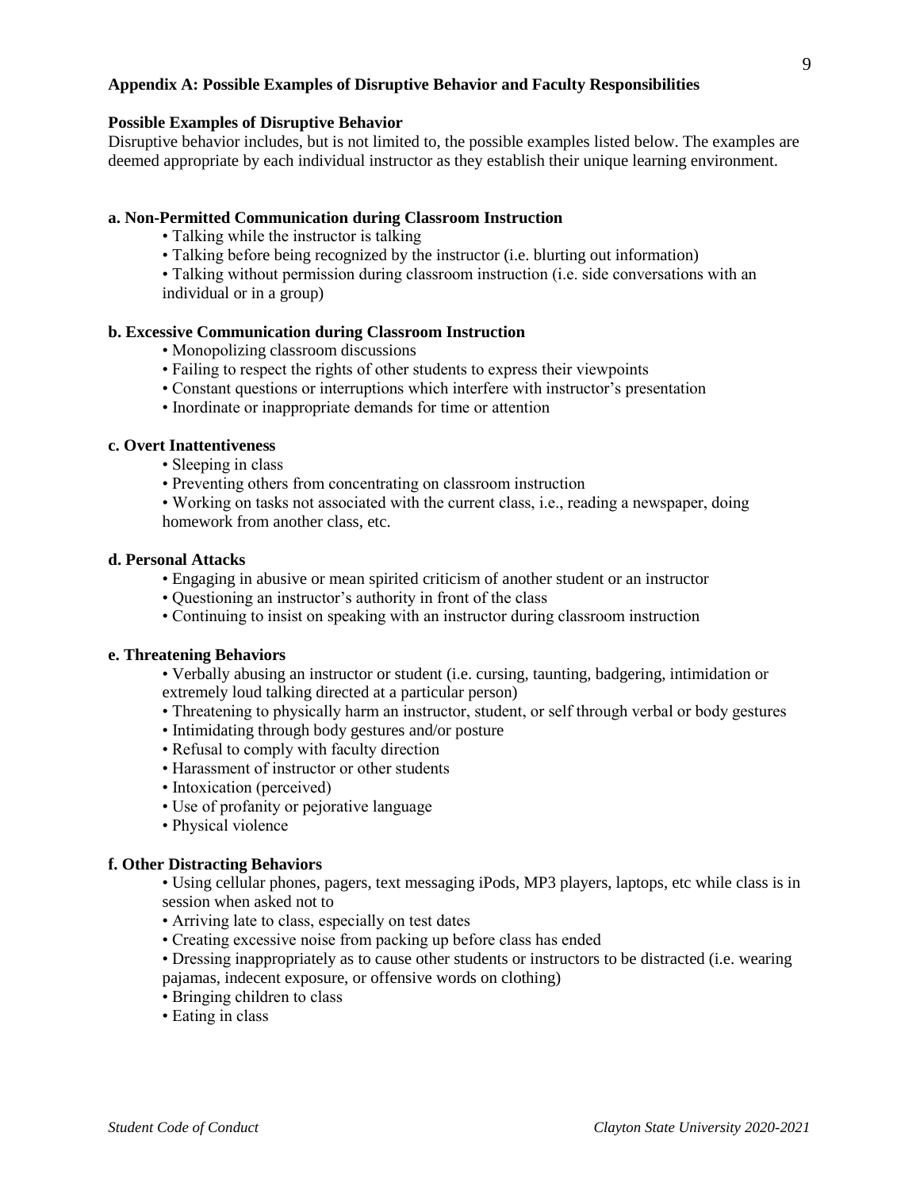## Appendix A: Possible Examples of Disruptive Behavior and Faculty Responsibilities

### Possible Examples of Disruptive Behavior

Disruptive behavior includes, but is not limited to, the possible examples listed below. The examples are deemed appropriate by each individual instructor as they establish their unique learning environment.

#### a. Non-Permitted Communication during Classroom Instruction

- Talking while the instructor is talking
- Talking before being recognized by the instructor (i.e. blurting out information)
- Talking without permission during classroom instruction (i.e. side conversations with an individual or in a group)

#### b. Excessive Communication during Classroom Instruction

- Monopolizing classroom discussions
- Failing to respect the rights of other students to express their viewpoints
- Constant questions or interruptions which interfere with instructor's presentation
- Inordinate or inappropriate demands for time or attention

#### c. Overt Inattentiveness

- Sleeping in class
- Preventing others from concentrating on classroom instruction
- Working on tasks not associated with the current class, i.e., reading a newspaper, doing homework from another class, etc.

#### d. Personal Attacks

- Engaging in abusive or mean spirited criticism of another student or an instructor
- Questioning an instructor's authority in front of the class
- Continuing to insist on speaking with an instructor during classroom instruction

#### e. Threatening Behaviors

- Verbally abusing an instructor or student (i.e. cursing, taunting, badgering, intimidation or extremely loud talking directed at a particular person)
- Threatening to physically harm an instructor, student, or self through verbal or body gestures
- Intimidating through body gestures and/or posture
- Refusal to comply with faculty direction
- Harassment of instructor or other students
- Intoxication (perceived)
- Use of profanity or pejorative language
- Physical violence

#### f. Other Distracting Behaviors

- Using cellular phones, pagers, text messaging iPods, MP3 players, laptops, etc while class is in session when asked not to
- Arriving late to class, especially on test dates
- Creating excessive noise from packing up before class has ended
- Dressing inappropriately as to cause other students or instructors to be distracted (i.e. wearing pajamas, indecent exposure, or offensive words on clothing)
- Bringing children to class
- Eating in class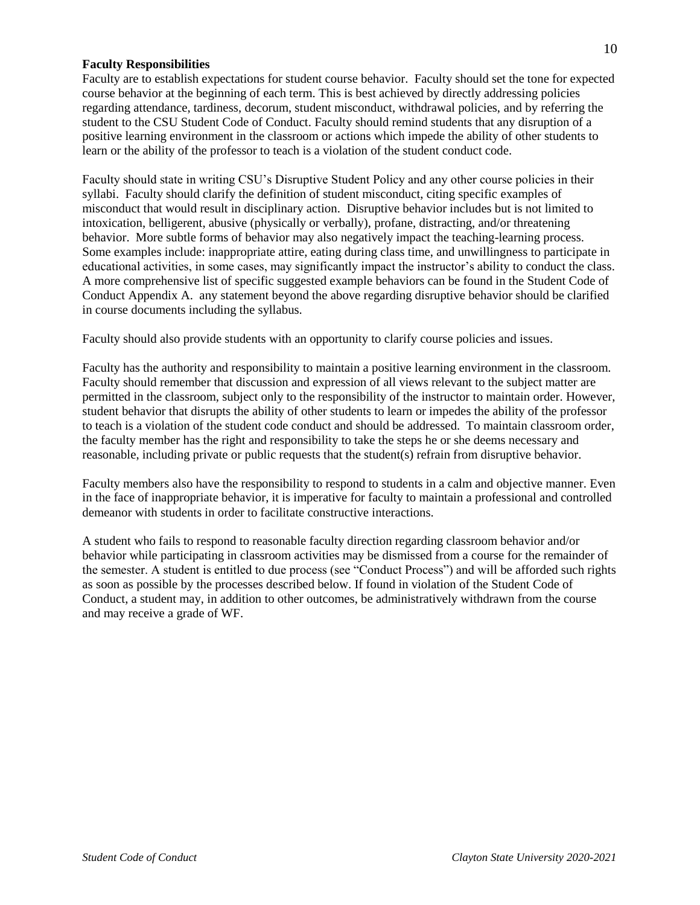**Faculty Responsibilities**

Faculty are to establish expectations for student course behavior. Faculty should set the tone for expected course behavior at the beginning of each term. This is best achieved by directly addressing policies regarding attendance, tardiness, decorum, student misconduct, withdrawal policies, and by referring the student to the CSU Student Code of Conduct. Faculty should remind students that any disruption of a positive learning environment in the classroom or actions which impede the ability of other students to learn or the ability of the professor to teach is a violation of the student conduct code.

Faculty should state in writing CSU's Disruptive Student Policy and any other course policies in their syllabi. Faculty should clarify the definition of student misconduct, citing specific examples of misconduct that would result in disciplinary action. Disruptive behavior includes but is not limited to intoxication, belligerent, abusive (physically or verbally), profane, distracting, and/or threatening behavior. More subtle forms of behavior may also negatively impact the teaching-learning process. Some examples include: inappropriate attire, eating during class time, and unwillingness to participate in educational activities, in some cases, may significantly impact the instructor's ability to conduct the class. A more comprehensive list of specific suggested example behaviors can be found in the Student Code of Conduct Appendix A. any statement beyond the above regarding disruptive behavior should be clarified in course documents including the syllabus.

Faculty should also provide students with an opportunity to clarify course policies and issues.

Faculty has the authority and responsibility to maintain a positive learning environment in the classroom. Faculty should remember that discussion and expression of all views relevant to the subject matter are permitted in the classroom, subject only to the responsibility of the instructor to maintain order. However, student behavior that disrupts the ability of other students to learn or impedes the ability of the professor to teach is a violation of the student code conduct and should be addressed. To maintain classroom order, the faculty member has the right and responsibility to take the steps he or she deems necessary and reasonable, including private or public requests that the student(s) refrain from disruptive behavior.

Faculty members also have the responsibility to respond to students in a calm and objective manner. Even in the face of inappropriate behavior, it is imperative for faculty to maintain a professional and controlled demeanor with students in order to facilitate constructive interactions.

A student who fails to respond to reasonable faculty direction regarding classroom behavior and/or behavior while participating in classroom activities may be dismissed from a course for the remainder of the semester. A student is entitled to due process (see "Conduct Process") and will be afforded such rights as soon as possible by the processes described below. If found in violation of the Student Code of Conduct, a student may, in addition to other outcomes, be administratively withdrawn from the course and may receive a grade of WF.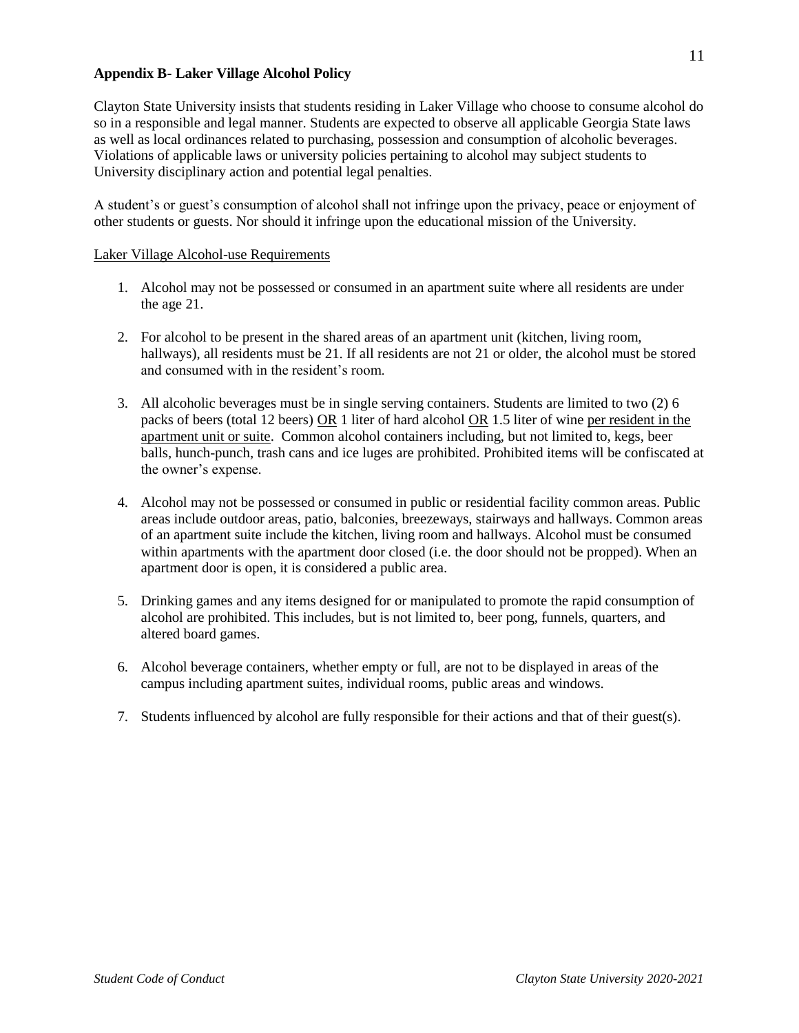**Appendix B- Laker Village Alcohol Policy**

Clayton State University insists that students residing in Laker Village who choose to consume alcohol do so in a responsible and legal manner. Students are expected to observe all applicable Georgia State laws as well as local ordinances related to purchasing, possession and consumption of alcoholic beverages. Violations of applicable laws or university policies pertaining to alcohol may subject students to University disciplinary action and potential legal penalties.

A student's or guest's consumption of alcohol shall not infringe upon the privacy, peace or enjoyment of other students or guests. Nor should it infringe upon the educational mission of the University.

<u>Laker Village Alcohol-use Requirements</u>

1. Alcohol may not be possessed or consumed in an apartment suite where all residents are under the age 21.

2. For alcohol to be present in the shared areas of an apartment unit (kitchen, living room, hallways), all residents must be 21. If all residents are not 21 or older, the alcohol must be stored and consumed with in the resident's room.

3. All alcoholic beverages must be in single serving containers. Students are limited to two (2) 6 packs of beers (total 12 beers) <u>OR</u> 1 liter of hard alcohol <u>OR</u> 1.5 liter of wine <u>per resident in the apartment unit or suite</u>. Common alcohol containers including, but not limited to, kegs, beer balls, hunch-punch, trash cans and ice luges are prohibited. Prohibited items will be confiscated at the owner's expense.

4. Alcohol may not be possessed or consumed in public or residential facility common areas. Public areas include outdoor areas, patio, balconies, breezeways, stairways and hallways. Common areas of an apartment suite include the kitchen, living room and hallways. Alcohol must be consumed within apartments with the apartment door closed (i.e. the door should not be propped). When an apartment door is open, it is considered a public area.

5. Drinking games and any items designed for or manipulated to promote the rapid consumption of alcohol are prohibited. This includes, but is not limited to, beer pong, funnels, quarters, and altered board games.

6. Alcohol beverage containers, whether empty or full, are not to be displayed in areas of the campus including apartment suites, individual rooms, public areas and windows.

7. Students influenced by alcohol are fully responsible for their actions and that of their guest(s).